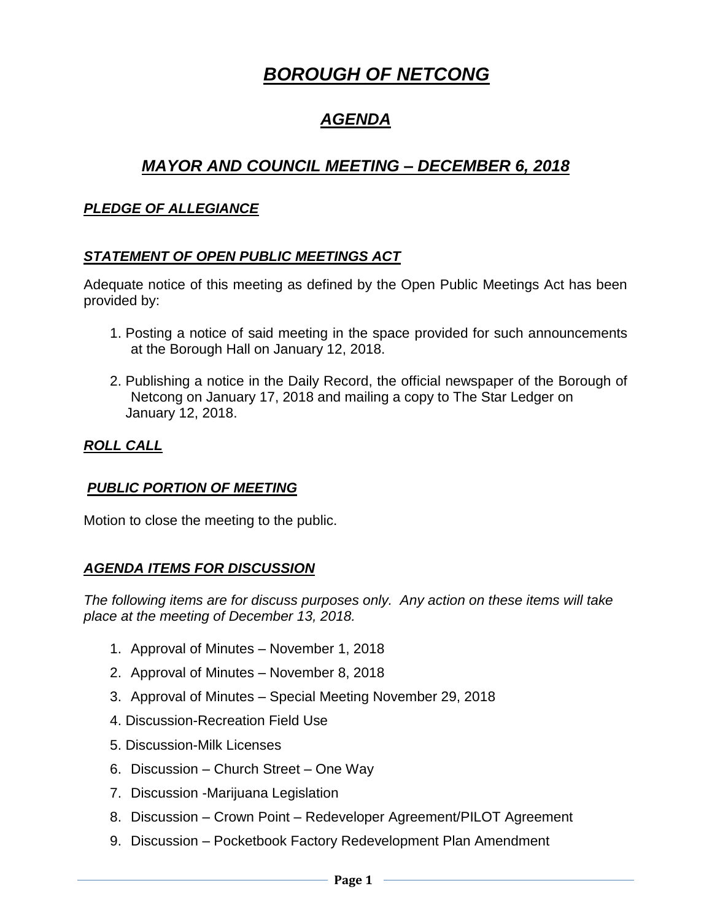# ***BOROUGH OF NETCONG***

## ***AGENDA***

## ***MAYOR AND COUNCIL MEETING – DECEMBER 6, 2018***

### ***PLEDGE OF ALLEGIANCE***

### ***STATEMENT OF OPEN PUBLIC MEETINGS ACT***

Adequate notice of this meeting as defined by the Open Public Meetings Act has been provided by:

1. Posting a notice of said meeting in the space provided for such announcements at the Borough Hall on January 12, 2018.
2. Publishing a notice in the Daily Record, the official newspaper of the Borough of Netcong on January 17, 2018 and mailing a copy to The Star Ledger on January 12, 2018.

### ***ROLL CALL***

### ***PUBLIC PORTION OF MEETING***

Motion to close the meeting to the public.

### ***AGENDA ITEMS FOR DISCUSSION***

*The following items are for discuss purposes only. Any action on these items will take place at the meeting of December 13, 2018.*

1. Approval of Minutes – November 1, 2018
2. Approval of Minutes – November 8, 2018
3. Approval of Minutes – Special Meeting November 29, 2018
4. Discussion-Recreation Field Use
5. Discussion-Milk Licenses
6. Discussion – Church Street – One Way
7. Discussion -Marijuana Legislation
8. Discussion – Crown Point – Redeveloper Agreement/PILOT Agreement
9. Discussion – Pocketbook Factory Redevelopment Plan Amendment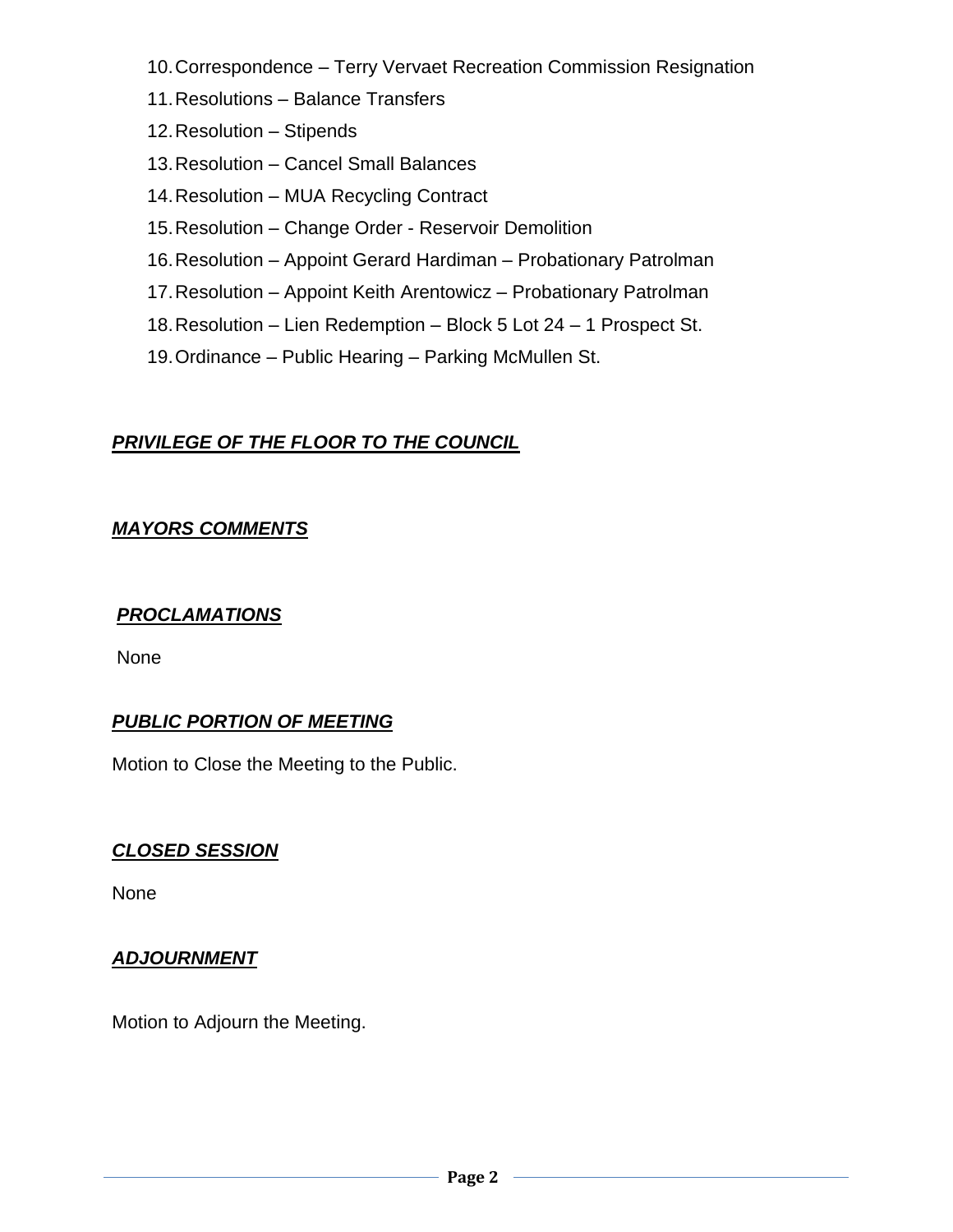10. Correspondence – Terry Vervaet Recreation Commission Resignation
11. Resolutions – Balance Transfers
12. Resolution – Stipends
13. Resolution – Cancel Small Balances
14. Resolution – MUA Recycling Contract
15. Resolution – Change Order - Reservoir Demolition
16. Resolution – Appoint Gerard Hardiman – Probationary Patrolman
17. Resolution – Appoint Keith Arentowicz – Probationary Patrolman
18. Resolution – Lien Redemption – Block 5 Lot 24 – 1 Prospect St.
19. Ordinance – Public Hearing – Parking McMullen St.

***PRIVILEGE OF THE FLOOR TO THE COUNCIL***

***MAYORS COMMENTS***

***PROCLAMATIONS***

None

***PUBLIC PORTION OF MEETING***

Motion to Close the Meeting to the Public.

***CLOSED SESSION***

None

***ADJOURNMENT***

Motion to Adjourn the Meeting.